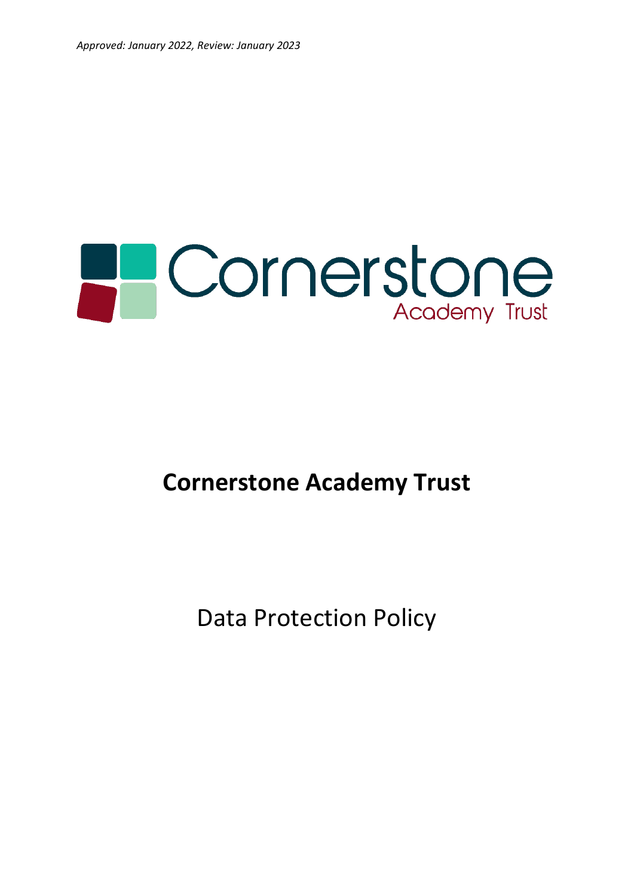*Approved: January 2022, Review: January 2023*

Cornerstone Academy Trust

# Cornerstone Academy Trust

## Data Protection Policy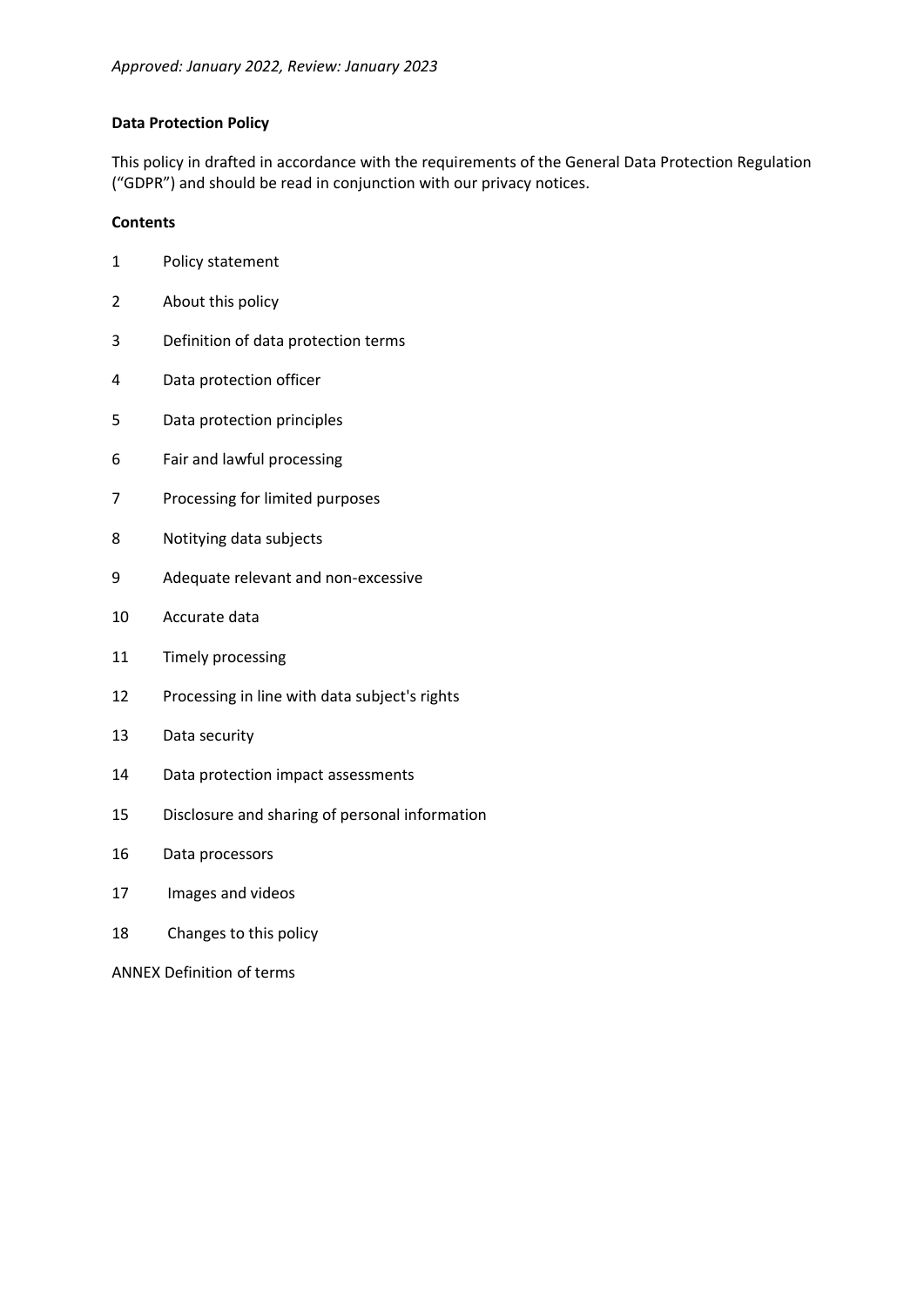*Approved: January 2022, Review: January 2023*

**Data Protection Policy**

This policy in drafted in accordance with the requirements of the General Data Protection Regulation ("GDPR") and should be read in conjunction with our privacy notices.

**Contents**

1 Policy statement

2 About this policy

3 Definition of data protection terms

4 Data protection officer

5 Data protection principles

6 Fair and lawful processing

7 Processing for limited purposes

8 Notitying data subjects

9 Adequate relevant and non-excessive

10 Accurate data

11 Timely processing

12 Processing in line with data subject's rights

13 Data security

14 Data protection impact assessments

15 Disclosure and sharing of personal information

16 Data processors

17 Images and videos

18 Changes to this policy

ANNEX Definition of terms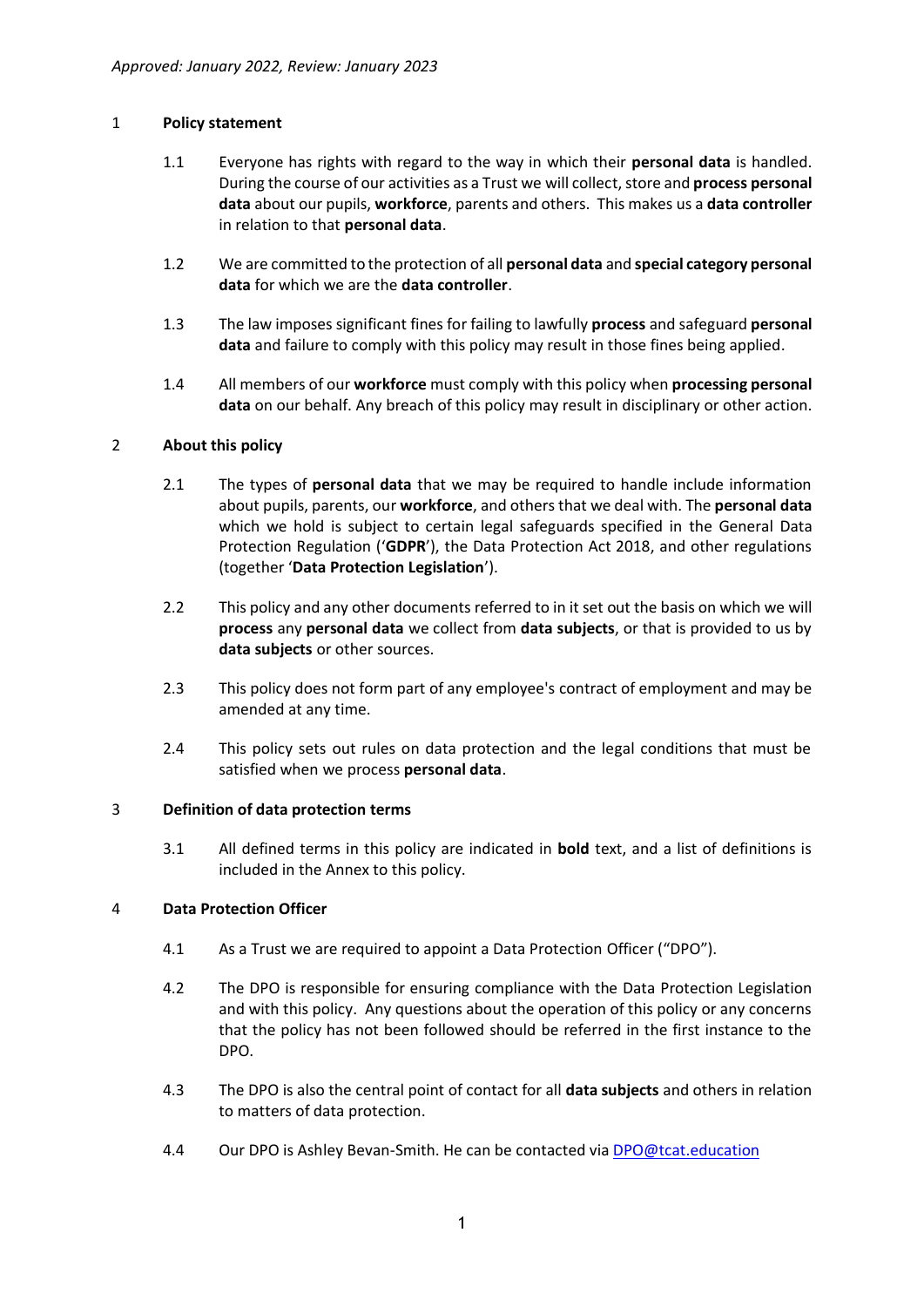*Approved: January 2022, Review: January 2023*

## 1 Policy statement

1.1 Everyone has rights with regard to the way in which their **personal data** is handled. During the course of our activities as a Trust we will collect, store and **process personal data** about our pupils, **workforce**, parents and others. This makes us a **data controller** in relation to that **personal data**.

1.2 We are committed to the protection of all **personal data** and **special category personal data** for which we are the **data controller**.

1.3 The law imposes significant fines for failing to lawfully **process** and safeguard **personal data** and failure to comply with this policy may result in those fines being applied.

1.4 All members of our **workforce** must comply with this policy when **processing personal data** on our behalf. Any breach of this policy may result in disciplinary or other action.

## 2 About this policy

2.1 The types of **personal data** that we may be required to handle include information about pupils, parents, our **workforce**, and others that we deal with. The **personal data** which we hold is subject to certain legal safeguards specified in the General Data Protection Regulation ('**GDPR**'), the Data Protection Act 2018, and other regulations (together '**Data Protection Legislation**').

2.2 This policy and any other documents referred to in it set out the basis on which we will **process** any **personal data** we collect from **data subjects**, or that is provided to us by **data subjects** or other sources.

2.3 This policy does not form part of any employee's contract of employment and may be amended at any time.

2.4 This policy sets out rules on data protection and the legal conditions that must be satisfied when we process **personal data**.

## 3 Definition of data protection terms

3.1 All defined terms in this policy are indicated in **bold** text, and a list of definitions is included in the Annex to this policy.

## 4 Data Protection Officer

4.1 As a Trust we are required to appoint a Data Protection Officer ("DPO").

4.2 The DPO is responsible for ensuring compliance with the Data Protection Legislation and with this policy. Any questions about the operation of this policy or any concerns that the policy has not been followed should be referred in the first instance to the DPO.

4.3 The DPO is also the central point of contact for all **data subjects** and others in relation to matters of data protection.

4.4 Our DPO is Ashley Bevan-Smith. He can be contacted via [DPO@tcat.education](mailto:DPO@tcat.education)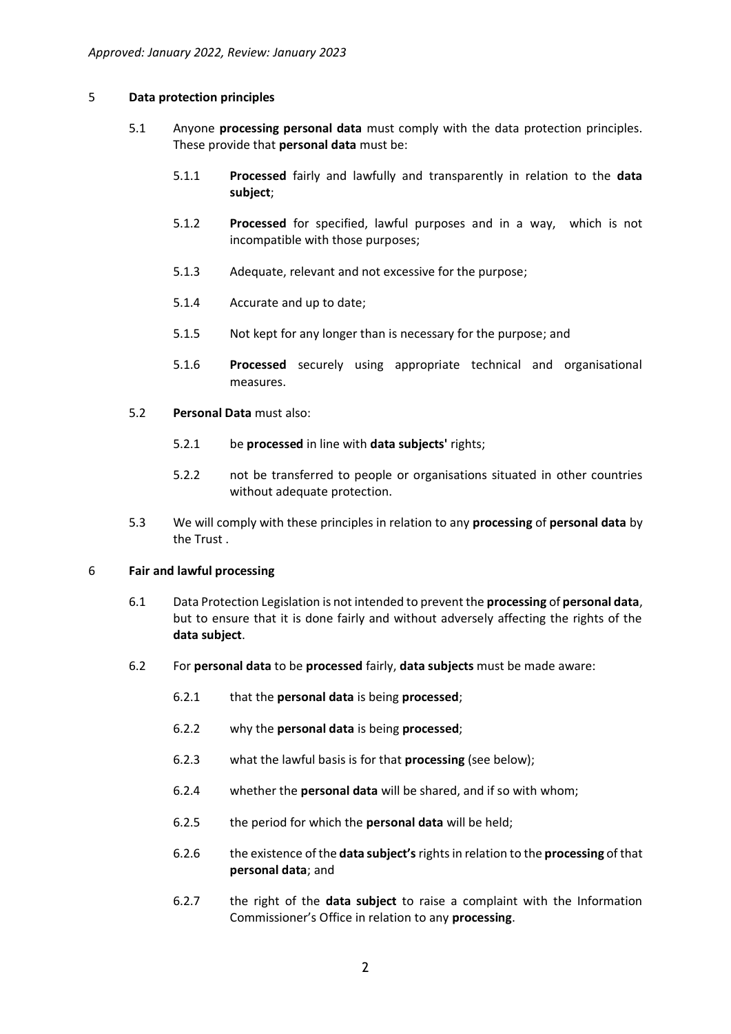## 5 Data protection principles

5.1 Anyone **processing personal data** must comply with the data protection principles. These provide that **personal data** must be:

5.1.1 **Processed** fairly and lawfully and transparently in relation to the **data subject**;

5.1.2 **Processed** for specified, lawful purposes and in a way, which is not incompatible with those purposes;

5.1.3 Adequate, relevant and not excessive for the purpose;

5.1.4 Accurate and up to date;

5.1.5 Not kept for any longer than is necessary for the purpose; and

5.1.6 **Processed** securely using appropriate technical and organisational measures.

5.2 **Personal Data** must also:

5.2.1 be **processed** in line with **data subjects'** rights;

5.2.2 not be transferred to people or organisations situated in other countries without adequate protection.

5.3 We will comply with these principles in relation to any **processing** of **personal data** by the Trust .

## 6 Fair and lawful processing

6.1 Data Protection Legislation is not intended to prevent the **processing** of **personal data**, but to ensure that it is done fairly and without adversely affecting the rights of the **data subject**.

6.2 For **personal data** to be **processed** fairly, **data subjects** must be made aware:

6.2.1 that the **personal data** is being **processed**;

6.2.2 why the **personal data** is being **processed**;

6.2.3 what the lawful basis is for that **processing** (see below);

6.2.4 whether the **personal data** will be shared, and if so with whom;

6.2.5 the period for which the **personal data** will be held;

6.2.6 the existence of the **data subject's** rights in relation to the **processing** of that **personal data**; and

6.2.7 the right of the **data subject** to raise a complaint with the Information Commissioner's Office in relation to any **processing**.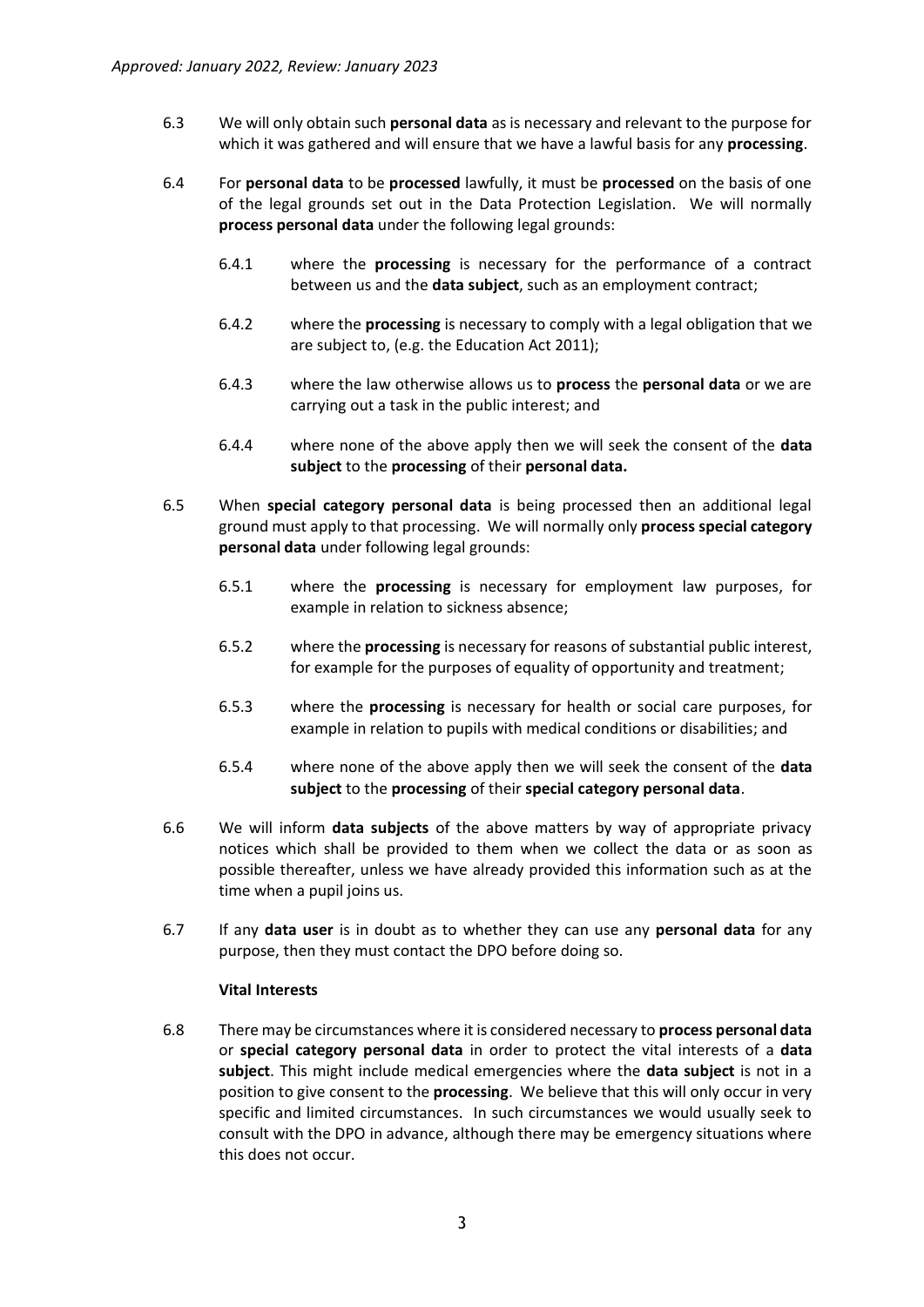6.3 We will only obtain such **personal data** as is necessary and relevant to the purpose for which it was gathered and will ensure that we have a lawful basis for any **processing**.

6.4 For **personal data** to be **processed** lawfully, it must be **processed** on the basis of one of the legal grounds set out in the Data Protection Legislation. We will normally **process personal data** under the following legal grounds:

6.4.1 where the **processing** is necessary for the performance of a contract between us and the **data subject**, such as an employment contract;

6.4.2 where the **processing** is necessary to comply with a legal obligation that we are subject to, (e.g. the Education Act 2011);

6.4.3 where the law otherwise allows us to **process** the **personal data** or we are carrying out a task in the public interest; and

6.4.4 where none of the above apply then we will seek the consent of the **data subject** to the **processing** of their **personal data.**

6.5 When **special category personal data** is being processed then an additional legal ground must apply to that processing. We will normally only **process special category personal data** under following legal grounds:

6.5.1 where the **processing** is necessary for employment law purposes, for example in relation to sickness absence;

6.5.2 where the **processing** is necessary for reasons of substantial public interest, for example for the purposes of equality of opportunity and treatment;

6.5.3 where the **processing** is necessary for health or social care purposes, for example in relation to pupils with medical conditions or disabilities; and

6.5.4 where none of the above apply then we will seek the consent of the **data subject** to the **processing** of their **special category personal data**.

6.6 We will inform **data subjects** of the above matters by way of appropriate privacy notices which shall be provided to them when we collect the data or as soon as possible thereafter, unless we have already provided this information such as at the time when a pupil joins us.

6.7 If any **data user** is in doubt as to whether they can use any **personal data** for any purpose, then they must contact the DPO before doing so.

**Vital Interests**

6.8 There may be circumstances where it is considered necessary to **process personal data** or **special category personal data** in order to protect the vital interests of a **data subject**. This might include medical emergencies where the **data subject** is not in a position to give consent to the **processing**. We believe that this will only occur in very specific and limited circumstances. In such circumstances we would usually seek to consult with the DPO in advance, although there may be emergency situations where this does not occur.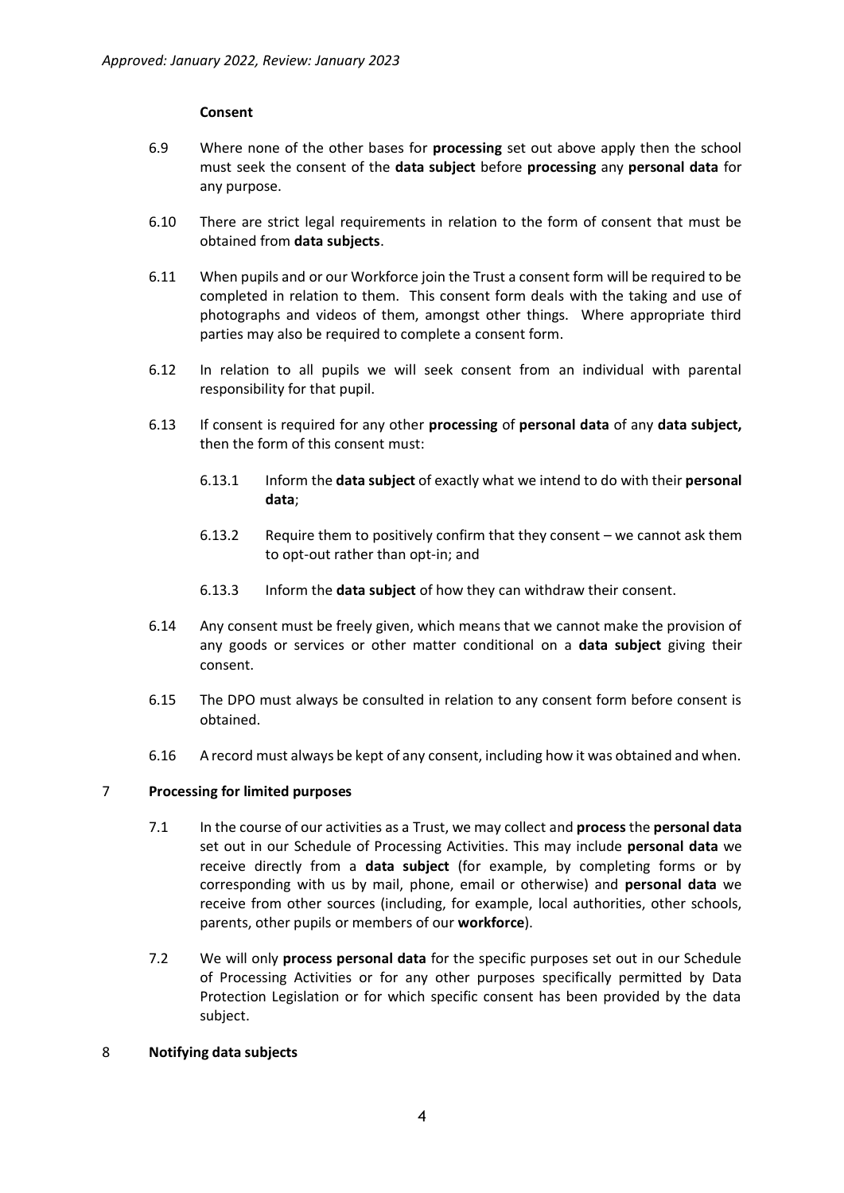**Consent**

6.9 Where none of the other bases for **processing** set out above apply then the school must seek the consent of the **data subject** before **processing** any **personal data** for any purpose.

6.10 There are strict legal requirements in relation to the form of consent that must be obtained from **data subjects**.

6.11 When pupils and or our Workforce join the Trust a consent form will be required to be completed in relation to them. This consent form deals with the taking and use of photographs and videos of them, amongst other things. Where appropriate third parties may also be required to complete a consent form.

6.12 In relation to all pupils we will seek consent from an individual with parental responsibility for that pupil.

6.13 If consent is required for any other **processing** of **personal data** of any **data subject,** then the form of this consent must:

6.13.1 Inform the **data subject** of exactly what we intend to do with their **personal data**;

6.13.2 Require them to positively confirm that they consent – we cannot ask them to opt-out rather than opt-in; and

6.13.3 Inform the **data subject** of how they can withdraw their consent.

6.14 Any consent must be freely given, which means that we cannot make the provision of any goods or services or other matter conditional on a **data subject** giving their consent.

6.15 The DPO must always be consulted in relation to any consent form before consent is obtained.

6.16 A record must always be kept of any consent, including how it was obtained and when.

## 7 Processing for limited purposes

7.1 In the course of our activities as a Trust, we may collect and **process** the **personal data** set out in our Schedule of Processing Activities. This may include **personal data** we receive directly from a **data subject** (for example, by completing forms or by corresponding with us by mail, phone, email or otherwise) and **personal data** we receive from other sources (including, for example, local authorities, other schools, parents, other pupils or members of our **workforce**).

7.2 We will only **process personal data** for the specific purposes set out in our Schedule of Processing Activities or for any other purposes specifically permitted by Data Protection Legislation or for which specific consent has been provided by the data subject.

## 8 Notifying data subjects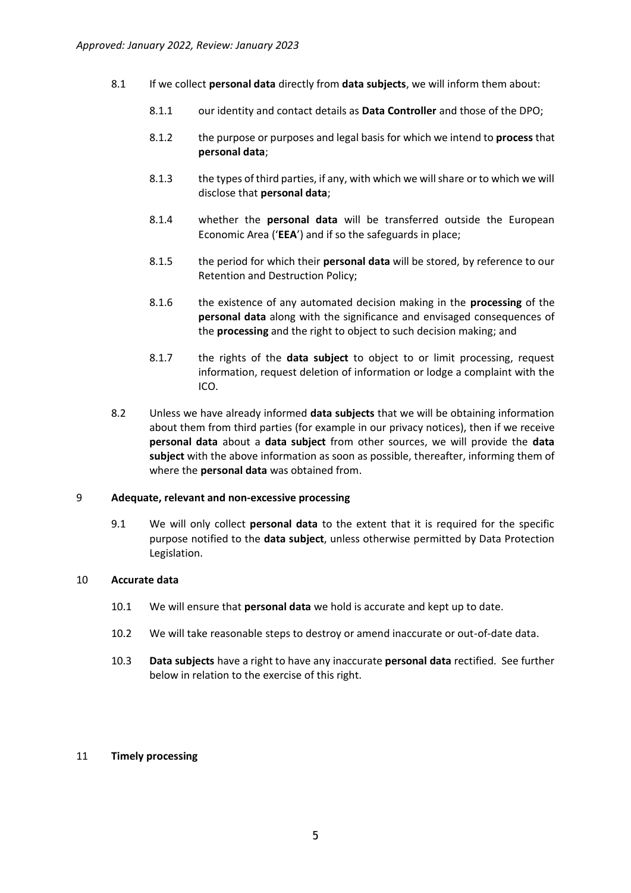8.1 If we collect **personal data** directly from **data subjects**, we will inform them about:

8.1.1 our identity and contact details as **Data Controller** and those of the DPO;

8.1.2 the purpose or purposes and legal basis for which we intend to **process** that **personal data**;

8.1.3 the types of third parties, if any, with which we will share or to which we will disclose that **personal data**;

8.1.4 whether the **personal data** will be transferred outside the European Economic Area ('**EEA**') and if so the safeguards in place;

8.1.5 the period for which their **personal data** will be stored, by reference to our Retention and Destruction Policy;

8.1.6 the existence of any automated decision making in the **processing** of the **personal data** along with the significance and envisaged consequences of the **processing** and the right to object to such decision making; and

8.1.7 the rights of the **data subject** to object to or limit processing, request information, request deletion of information or lodge a complaint with the ICO.

8.2 Unless we have already informed **data subjects** that we will be obtaining information about them from third parties (for example in our privacy notices), then if we receive **personal data** about a **data subject** from other sources, we will provide the **data subject** with the above information as soon as possible, thereafter, informing them of where the **personal data** was obtained from.

## 9 Adequate, relevant and non-excessive processing

9.1 We will only collect **personal data** to the extent that it is required for the specific purpose notified to the **data subject**, unless otherwise permitted by Data Protection Legislation.

## 10 Accurate data

10.1 We will ensure that **personal data** we hold is accurate and kept up to date.

10.2 We will take reasonable steps to destroy or amend inaccurate or out-of-date data.

10.3 **Data subjects** have a right to have any inaccurate **personal data** rectified. See further below in relation to the exercise of this right.

## 11 Timely processing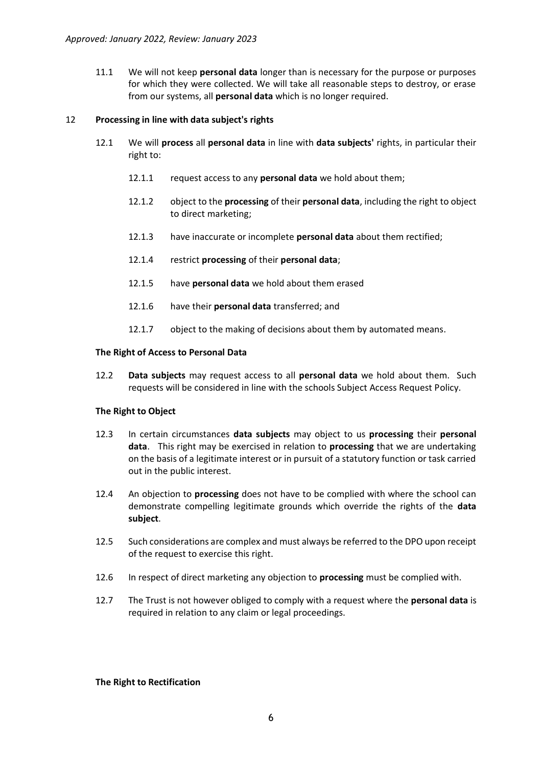11.1 We will not keep **personal data** longer than is necessary for the purpose or purposes for which they were collected. We will take all reasonable steps to destroy, or erase from our systems, all **personal data** which is no longer required.

## 12 Processing in line with data subject's rights

12.1 We will **process** all **personal data** in line with **data subjects'** rights, in particular their right to:

12.1.1 request access to any **personal data** we hold about them;

12.1.2 object to the **processing** of their **personal data**, including the right to object to direct marketing;

12.1.3 have inaccurate or incomplete **personal data** about them rectified;

12.1.4 restrict **processing** of their **personal data**;

12.1.5 have **personal data** we hold about them erased

12.1.6 have their **personal data** transferred; and

12.1.7 object to the making of decisions about them by automated means.

### The Right of Access to Personal Data

12.2 **Data subjects** may request access to all **personal data** we hold about them. Such requests will be considered in line with the schools Subject Access Request Policy.

### The Right to Object

12.3 In certain circumstances **data subjects** may object to us **processing** their **personal data**. This right may be exercised in relation to **processing** that we are undertaking on the basis of a legitimate interest or in pursuit of a statutory function or task carried out in the public interest.

12.4 An objection to **processing** does not have to be complied with where the school can demonstrate compelling legitimate grounds which override the rights of the **data subject**.

12.5 Such considerations are complex and must always be referred to the DPO upon receipt of the request to exercise this right.

12.6 In respect of direct marketing any objection to **processing** must be complied with.

12.7 The Trust is not however obliged to comply with a request where the **personal data** is required in relation to any claim or legal proceedings.

### The Right to Rectification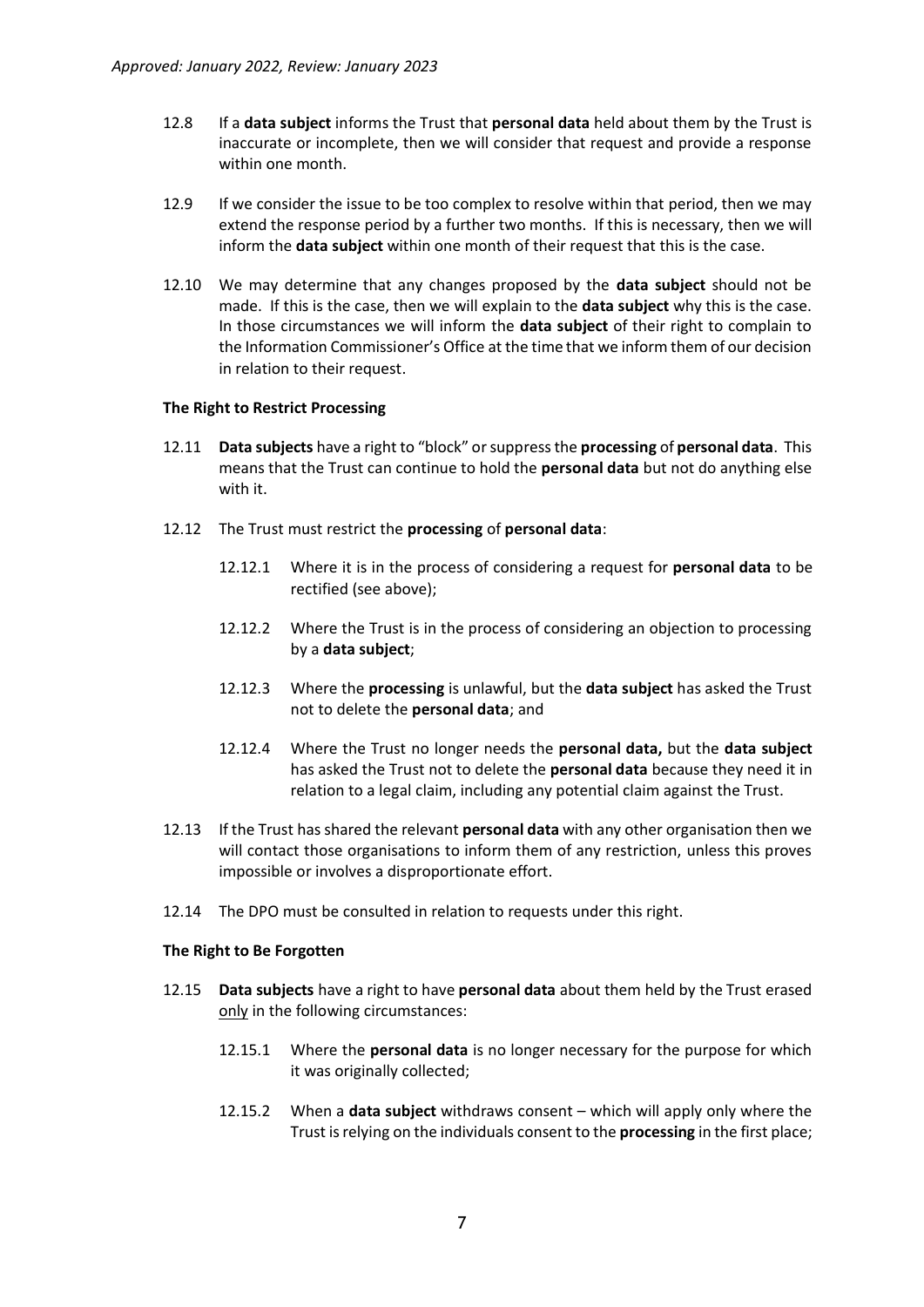12.8 If a **data subject** informs the Trust that **personal data** held about them by the Trust is inaccurate or incomplete, then we will consider that request and provide a response within one month.

12.9 If we consider the issue to be too complex to resolve within that period, then we may extend the response period by a further two months. If this is necessary, then we will inform the **data subject** within one month of their request that this is the case.

12.10 We may determine that any changes proposed by the **data subject** should not be made. If this is the case, then we will explain to the **data subject** why this is the case. In those circumstances we will inform the **data subject** of their right to complain to the Information Commissioner's Office at the time that we inform them of our decision in relation to their request.

**The Right to Restrict Processing**

12.11 **Data subjects** have a right to "block" or suppress the **processing** of **personal data**. This means that the Trust can continue to hold the **personal data** but not do anything else with it.

12.12 The Trust must restrict the **processing** of **personal data**:

12.12.1 Where it is in the process of considering a request for **personal data** to be rectified (see above);

12.12.2 Where the Trust is in the process of considering an objection to processing by a **data subject**;

12.12.3 Where the **processing** is unlawful, but the **data subject** has asked the Trust not to delete the **personal data**; and

12.12.4 Where the Trust no longer needs the **personal data,** but the **data subject** has asked the Trust not to delete the **personal data** because they need it in relation to a legal claim, including any potential claim against the Trust.

12.13 If the Trust has shared the relevant **personal data** with any other organisation then we will contact those organisations to inform them of any restriction, unless this proves impossible or involves a disproportionate effort.

12.14 The DPO must be consulted in relation to requests under this right.

**The Right to Be Forgotten**

12.15 **Data subjects** have a right to have **personal data** about them held by the Trust erased only in the following circumstances:

12.15.1 Where the **personal data** is no longer necessary for the purpose for which it was originally collected;

12.15.2 When a **data subject** withdraws consent – which will apply only where the Trust is relying on the individuals consent to the **processing** in the first place;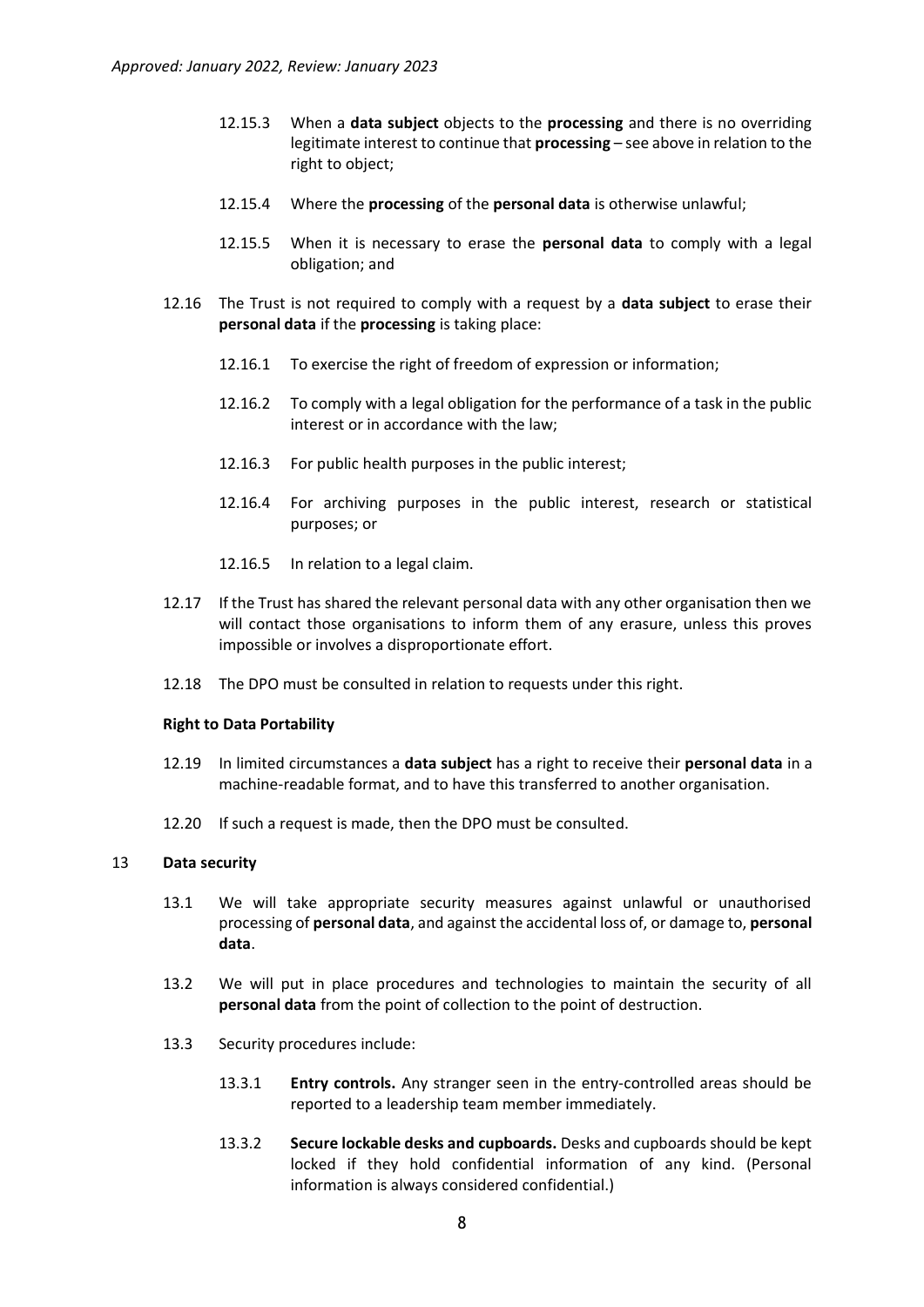12.15.3 When a **data subject** objects to the **processing** and there is no overriding legitimate interest to continue that **processing** – see above in relation to the right to object;

12.15.4 Where the **processing** of the **personal data** is otherwise unlawful;

12.15.5 When it is necessary to erase the **personal data** to comply with a legal obligation; and

12.16 The Trust is not required to comply with a request by a **data subject** to erase their **personal data** if the **processing** is taking place:

12.16.1 To exercise the right of freedom of expression or information;

12.16.2 To comply with a legal obligation for the performance of a task in the public interest or in accordance with the law;

12.16.3 For public health purposes in the public interest;

12.16.4 For archiving purposes in the public interest, research or statistical purposes; or

12.16.5 In relation to a legal claim.

12.17 If the Trust has shared the relevant personal data with any other organisation then we will contact those organisations to inform them of any erasure, unless this proves impossible or involves a disproportionate effort.

12.18 The DPO must be consulted in relation to requests under this right.

**Right to Data Portability**

12.19 In limited circumstances a **data subject** has a right to receive their **personal data** in a machine-readable format, and to have this transferred to another organisation.

12.20 If such a request is made, then the DPO must be consulted.

## 13 Data security

13.1 We will take appropriate security measures against unlawful or unauthorised processing of **personal data**, and against the accidental loss of, or damage to, **personal data**.

13.2 We will put in place procedures and technologies to maintain the security of all **personal data** from the point of collection to the point of destruction.

13.3 Security procedures include:

13.3.1 **Entry controls.** Any stranger seen in the entry-controlled areas should be reported to a leadership team member immediately.

13.3.2 **Secure lockable desks and cupboards.** Desks and cupboards should be kept locked if they hold confidential information of any kind. (Personal information is always considered confidential.)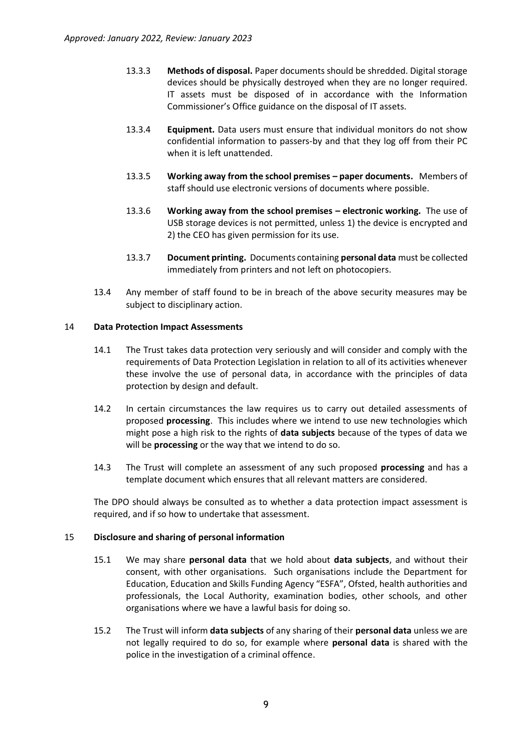13.3.3 **Methods of disposal.** Paper documents should be shredded. Digital storage devices should be physically destroyed when they are no longer required. IT assets must be disposed of in accordance with the Information Commissioner's Office guidance on the disposal of IT assets.

13.3.4 **Equipment.** Data users must ensure that individual monitors do not show confidential information to passers-by and that they log off from their PC when it is left unattended.

13.3.5 **Working away from the school premises – paper documents.** Members of staff should use electronic versions of documents where possible.

13.3.6 **Working away from the school premises – electronic working.** The use of USB storage devices is not permitted, unless 1) the device is encrypted and 2) the CEO has given permission for its use.

13.3.7 **Document printing.** Documents containing **personal data** must be collected immediately from printers and not left on photocopiers.

13.4 Any member of staff found to be in breach of the above security measures may be subject to disciplinary action.

## 14 Data Protection Impact Assessments

14.1 The Trust takes data protection very seriously and will consider and comply with the requirements of Data Protection Legislation in relation to all of its activities whenever these involve the use of personal data, in accordance with the principles of data protection by design and default.

14.2 In certain circumstances the law requires us to carry out detailed assessments of proposed **processing**. This includes where we intend to use new technologies which might pose a high risk to the rights of **data subjects** because of the types of data we will be **processing** or the way that we intend to do so.

14.3 The Trust will complete an assessment of any such proposed **processing** and has a template document which ensures that all relevant matters are considered.

The DPO should always be consulted as to whether a data protection impact assessment is required, and if so how to undertake that assessment.

## 15 Disclosure and sharing of personal information

15.1 We may share **personal data** that we hold about **data subjects**, and without their consent, with other organisations. Such organisations include the Department for Education, Education and Skills Funding Agency "ESFA", Ofsted, health authorities and professionals, the Local Authority, examination bodies, other schools, and other organisations where we have a lawful basis for doing so.

15.2 The Trust will inform **data subjects** of any sharing of their **personal data** unless we are not legally required to do so, for example where **personal data** is shared with the police in the investigation of a criminal offence.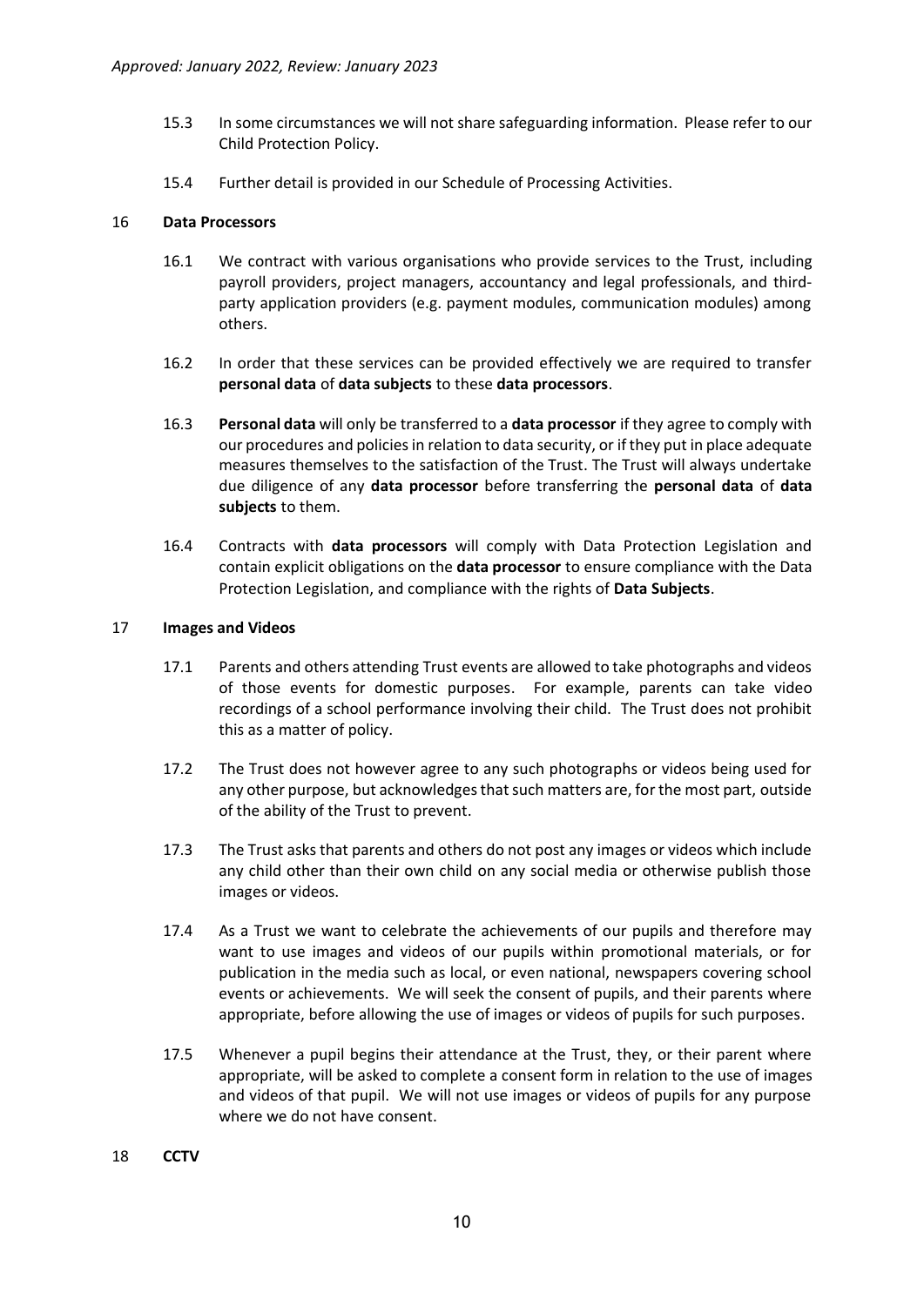15.3 In some circumstances we will not share safeguarding information. Please refer to our Child Protection Policy.

15.4 Further detail is provided in our Schedule of Processing Activities.

## 16 Data Processors

16.1 We contract with various organisations who provide services to the Trust, including payroll providers, project managers, accountancy and legal professionals, and third-party application providers (e.g. payment modules, communication modules) among others.

16.2 In order that these services can be provided effectively we are required to transfer **personal data** of **data subjects** to these **data processors**.

16.3 **Personal data** will only be transferred to a **data processor** if they agree to comply with our procedures and policies in relation to data security, or if they put in place adequate measures themselves to the satisfaction of the Trust. The Trust will always undertake due diligence of any **data processor** before transferring the **personal data** of **data subjects** to them.

16.4 Contracts with **data processors** will comply with Data Protection Legislation and contain explicit obligations on the **data processor** to ensure compliance with the Data Protection Legislation, and compliance with the rights of **Data Subjects**.

## 17 Images and Videos

17.1 Parents and others attending Trust events are allowed to take photographs and videos of those events for domestic purposes. For example, parents can take video recordings of a school performance involving their child. The Trust does not prohibit this as a matter of policy.

17.2 The Trust does not however agree to any such photographs or videos being used for any other purpose, but acknowledges that such matters are, for the most part, outside of the ability of the Trust to prevent.

17.3 The Trust asks that parents and others do not post any images or videos which include any child other than their own child on any social media or otherwise publish those images or videos.

17.4 As a Trust we want to celebrate the achievements of our pupils and therefore may want to use images and videos of our pupils within promotional materials, or for publication in the media such as local, or even national, newspapers covering school events or achievements. We will seek the consent of pupils, and their parents where appropriate, before allowing the use of images or videos of pupils for such purposes.

17.5 Whenever a pupil begins their attendance at the Trust, they, or their parent where appropriate, will be asked to complete a consent form in relation to the use of images and videos of that pupil. We will not use images or videos of pupils for any purpose where we do not have consent.

## 18 CCTV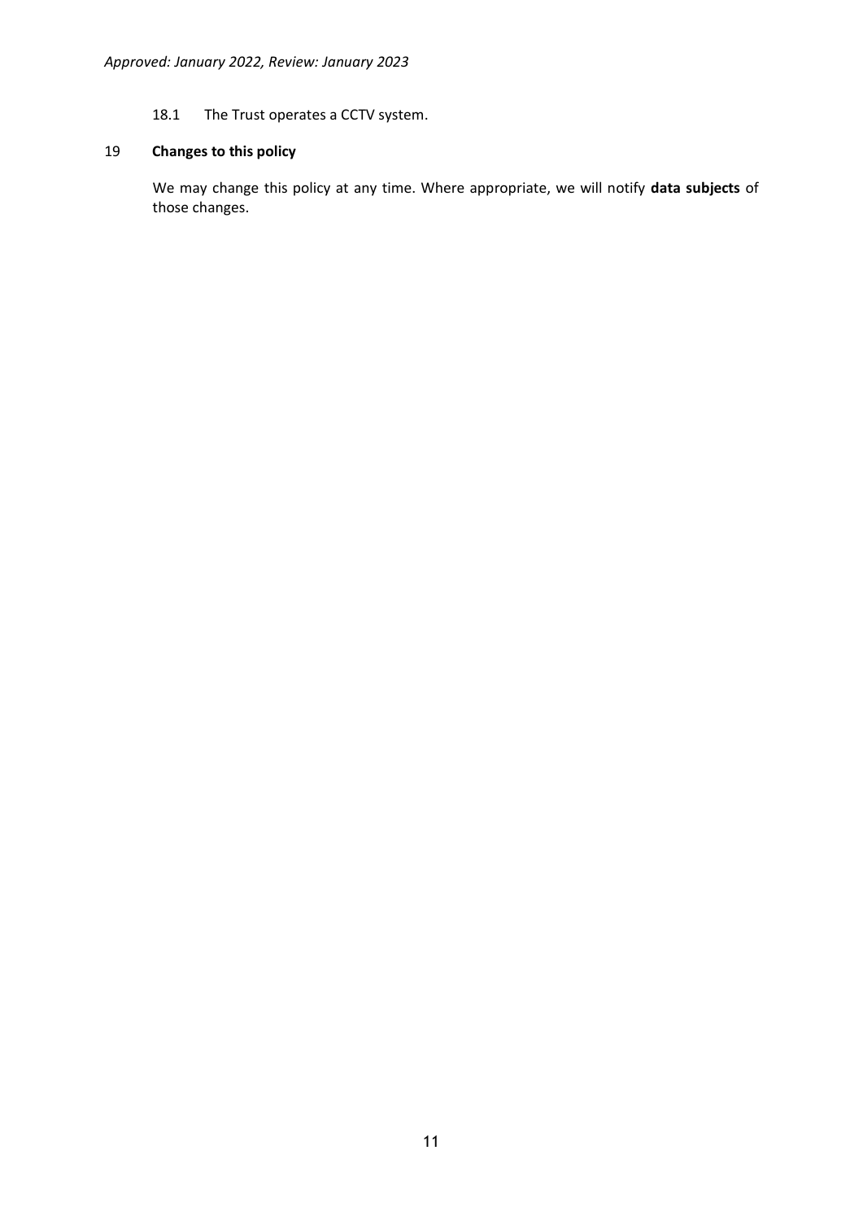18.1 The Trust operates a CCTV system.

## 19 Changes to this policy

We may change this policy at any time. Where appropriate, we will notify **data subjects** of those changes.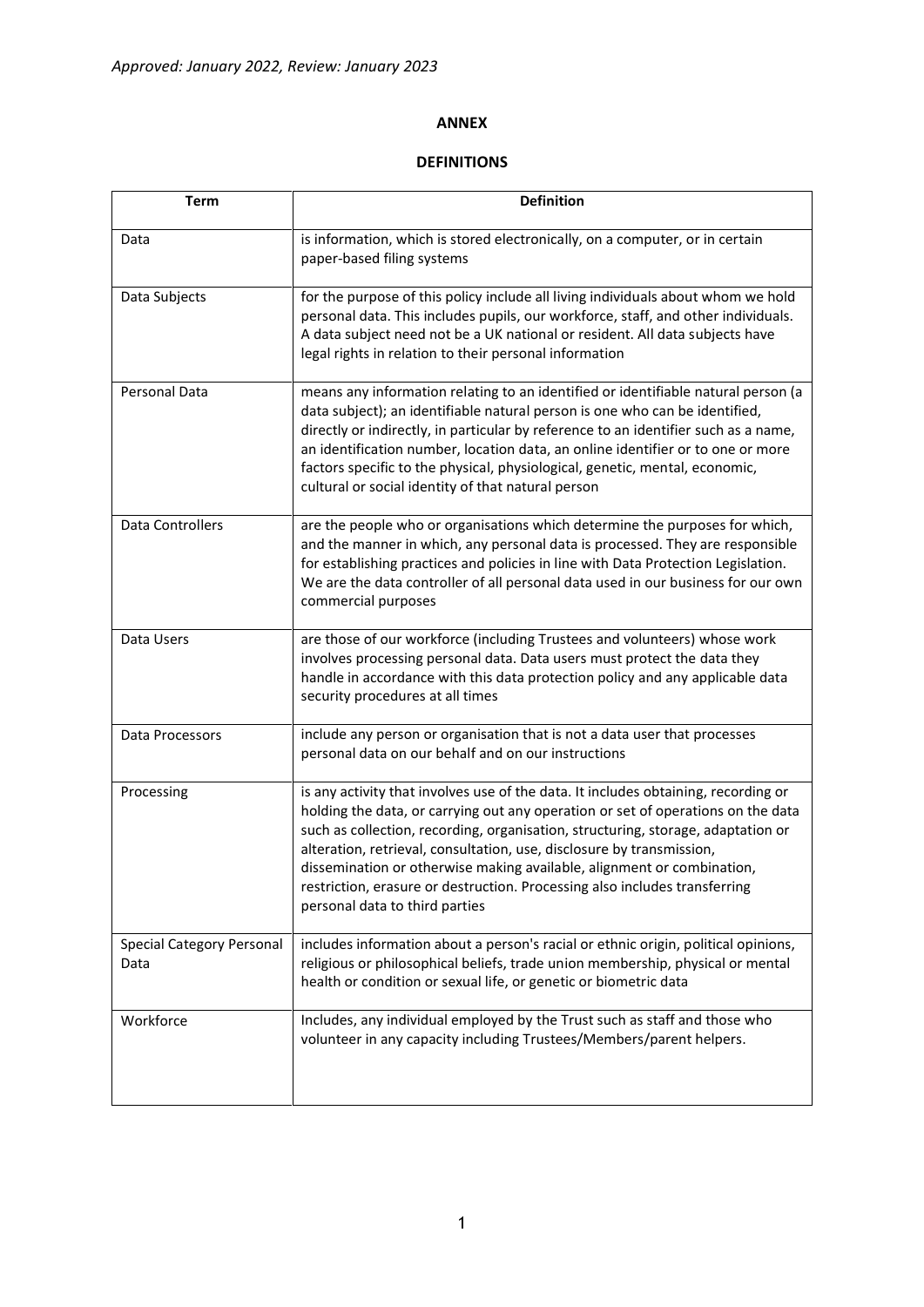*Approved: January 2022, Review: January 2023*

## ANNEX

## DEFINITIONS

| Term | Definition |
|---|---|
| Data | is information, which is stored electronically, on a computer, or in certain paper-based filing systems |
| Data Subjects | for the purpose of this policy include all living individuals about whom we hold personal data. This includes pupils, our workforce, staff, and other individuals. A data subject need not be a UK national or resident. All data subjects have legal rights in relation to their personal information |
| Personal Data | means any information relating to an identified or identifiable natural person (a data subject); an identifiable natural person is one who can be identified, directly or indirectly, in particular by reference to an identifier such as a name, an identification number, location data, an online identifier or to one or more factors specific to the physical, physiological, genetic, mental, economic, cultural or social identity of that natural person |
| Data Controllers | are the people who or organisations which determine the purposes for which, and the manner in which, any personal data is processed. They are responsible for establishing practices and policies in line with Data Protection Legislation. We are the data controller of all personal data used in our business for our own commercial purposes |
| Data Users | are those of our workforce (including Trustees and volunteers) whose work involves processing personal data. Data users must protect the data they handle in accordance with this data protection policy and any applicable data security procedures at all times |
| Data Processors | include any person or organisation that is not a data user that processes personal data on our behalf and on our instructions |
| Processing | is any activity that involves use of the data. It includes obtaining, recording or holding the data, or carrying out any operation or set of operations on the data such as collection, recording, organisation, structuring, storage, adaptation or alteration, retrieval, consultation, use, disclosure by transmission, dissemination or otherwise making available, alignment or combination, restriction, erasure or destruction. Processing also includes transferring personal data to third parties |
| Special Category Personal Data | includes information about a person's racial or ethnic origin, political opinions, religious or philosophical beliefs, trade union membership, physical or mental health or condition or sexual life, or genetic or biometric data |
| Workforce | Includes, any individual employed by the Trust such as staff and those who volunteer in any capacity including Trustees/Members/parent helpers. |